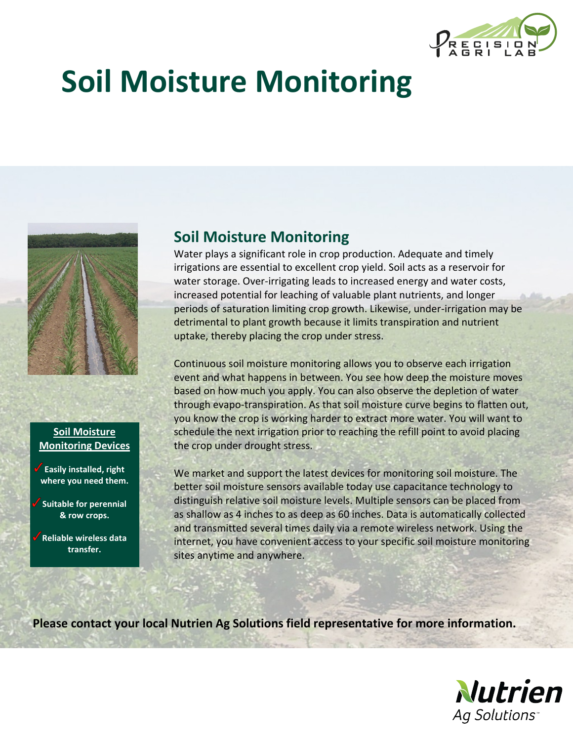# Soil Moisture Monitoring

## Soil Moisture Monitoring

Water plays a significant role in crop production. Adequate and timely irrigations are essential to excellent crop yield. Soil acts as a reservoir for water storage. Over-irrigating leads to increased energy and water costs, increased potential for leaching of valuable plant nutrients, and longer periods of saturation limiting crop growth. Likewise, under-irrigation may be detrimental to plant growth because it limits transpiration and nutrient uptake, thereby placing the crop under stress.

Continuous soil moisture monitoring allows you to observe each irrigation event and what happens in between. You see how deep the moisture moves based on how much you apply. You can also observe the depletion of water through evapo-transpiration. As that soil moisture curve begins to flatten out, you know the crop is working harder to extract more water. You will want to schedule the next irrigation prior to reaching the refill point to avoid placing the crop under drought stress.

We market and support the latest devices for monitoring soil moisture. The better soil moisture sensors available today use capacitance technology to distinguish relative soil moisture levels. Multiple sensors can be placed from as shallow as 4 inches to as deep as 60 inches. Data is automatically collected and transmitted several times daily via a remote wireless network. Using the internet, you have convenient access to your specific soil moisture monitoring sites anytime and anywhere.

**Soil Moisture Monitoring Devices**

- ✓ **Easily installed, right where you need them.**
- ✓ **Suitable for perennial & row crops.**
- ✓ **Reliable wireless data transfer.**

**Please contact your local Nutrien Ag Solutions field representative for more information.**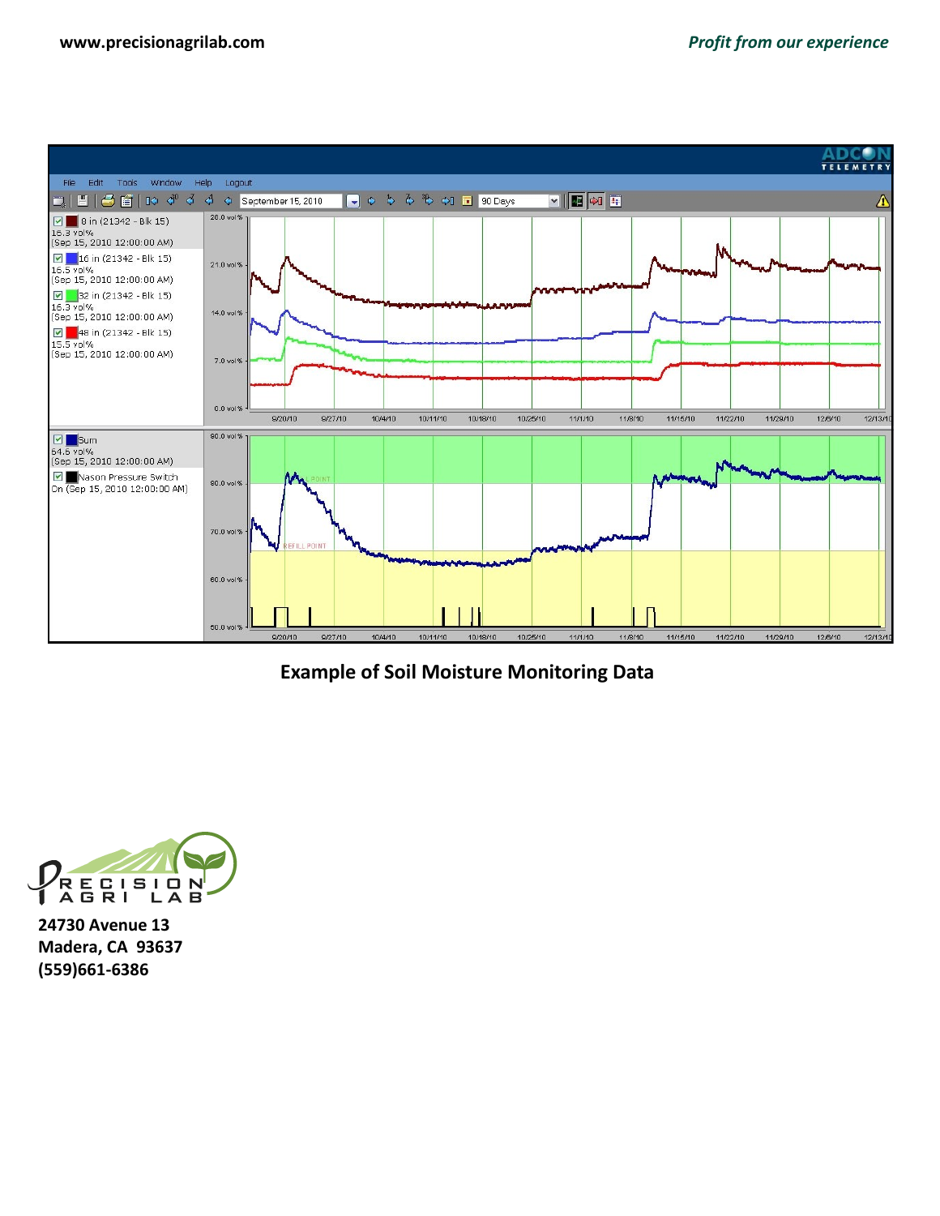ADCON TELEMETRY

File Edit Tools Window Help Logout

September 15, 2010

90 Days

8 in (21342 - Blk 15)
16.3 vol%
(Sep 15, 2010 12:00:00 AM)

16 in (21342 - Blk 15)
16.5 vol%
(Sep 15, 2010 12:00:00 AM)

32 in (21342 - Blk 15)
16.3 vol%
(Sep 15, 2010 12:00:00 AM)

48 in (21342 - Blk 15)
15.5 vol%
(Sep 15, 2010 12:00:00 AM)

28.0 vol%
21.0 vol%
14.0 vol%
7.0 vol%
0.0 vol%

9/20/10 9/27/10 10/4/10 10/11/10 10/18/10 10/25/10 11/1/10 11/8/10 11/15/10 11/22/10 11/29/10 12/6/10 12/13/10

Sum
64.6 vol%
(Sep 15, 2010 12:00:00 AM)

Nason Pressure Switch
On (Sep 15, 2010 12:00:00 AM)

90.0 vol%
80.0 vol%
70.0 vol%
60.0 vol%
50.0 vol%

FULL POINT
REFILL POINT

9/20/10 9/27/10 10/4/10 10/11/10 10/18/10 10/25/10 11/1/10 11/8/10 11/15/10 11/22/10 11/29/10 12/6/10 12/13/10

**Example of Soil Moisture Monitoring Data**

PRECISION AGRI LAB

**24730 Avenue 13**
**Madera, CA 93637**
**(559)661-6386**